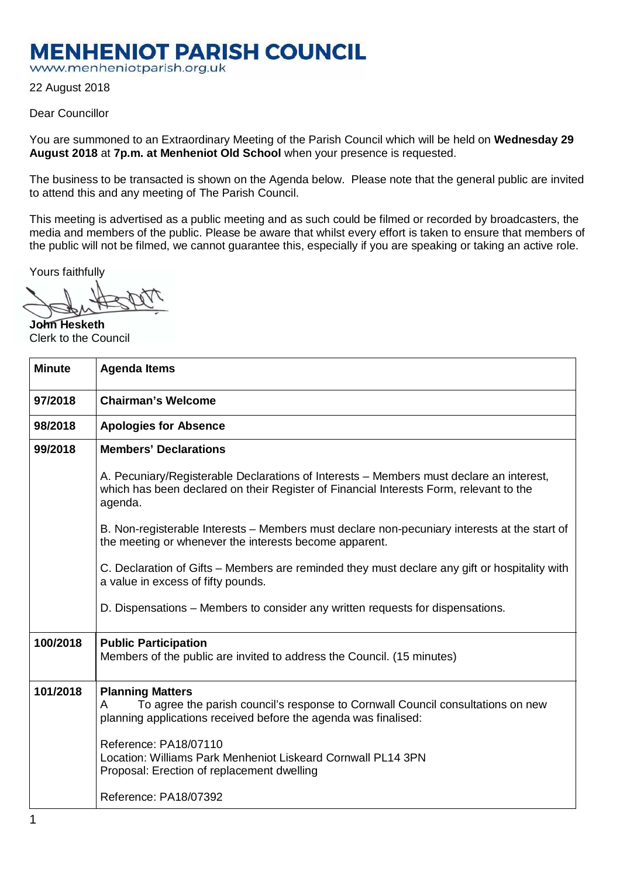# MENHENIOT PARISH COUNCIL

www.menheniotparish.org.uk

22 August 2018

Dear Councillor

You are summoned to an Extraordinary Meeting of the Parish Council which will be held on **Wednesday 29 August 2018** at **7p.m. at Menheniot Old School** when your presence is requested.

The business to be transacted is shown on the Agenda below. Please note that the general public are invited to attend this and any meeting of The Parish Council.

This meeting is advertised as a public meeting and as such could be filmed or recorded by broadcasters, the media and members of the public. Please be aware that whilst every effort is taken to ensure that members of the public will not be filmed, we cannot guarantee this, especially if you are speaking or taking an active role.

Yours faithfully

**John Hesketh**
Clerk to the Council

| Minute | Agenda Items |
|---|---|
| **97/2018** | **Chairman's Welcome** |
| **98/2018** | **Apologies for Absence** |
| **99/2018** | **Members' Declarations**<br><br>A. Pecuniary/Registerable Declarations of Interests – Members must declare an interest, which has been declared on their Register of Financial Interests Form, relevant to the agenda.<br><br>B. Non-registerable Interests – Members must declare non-pecuniary interests at the start of the meeting or whenever the interests become apparent.<br><br>C. Declaration of Gifts – Members are reminded they must declare any gift or hospitality with a value in excess of fifty pounds.<br><br>D. Dispensations – Members to consider any written requests for dispensations. |
| **100/2018** | **Public Participation**<br>Members of the public are invited to address the Council. (15 minutes) |
| **101/2018** | **Planning Matters**<br>A To agree the parish council's response to Cornwall Council consultations on new planning applications received before the agenda was finalised:<br><br>Reference: PA18/07110<br>Location: Williams Park Menheniot Liskeard Cornwall PL14 3PN<br>Proposal: Erection of replacement dwelling<br><br>Reference: PA18/07392 |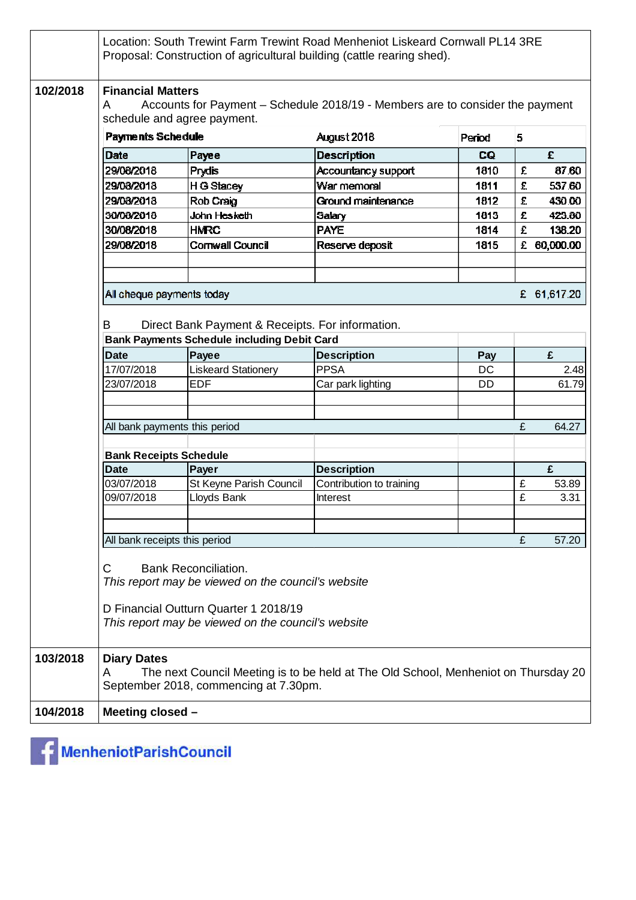Location: South Trewint Farm Trewint Road Menheniot Liskeard Cornwall PL14 3RE
Proposal: Construction of agricultural building (cattle rearing shed).

**102/2018**

**Financial Matters**

A Accounts for Payment – Schedule 2018/19 - Members are to consider the payment schedule and agree payment.

| Payments Schedule | | August 2018 | Period | 5 |
|---|---|---|---|---|
| **Date** | **Payee** | **Description** | **CQ** | **£** |
| 29/08/2018 | Prydis | Accountancy support | 1810 | £ 87.60 |
| 29/08/2018 | H G Stacey | War memorial | 1811 | £ 537.60 |
| 29/08/2018 | Rob Craig | Ground maintenance | 1812 | £ 430.00 |
| 30/08/2018 | John Hesketh | Salary | 1813 | £ 423.80 |
| 30/08/2018 | HMRC | PAYE | 1814 | £ 138.20 |
| 29/08/2018 | Cornwall Council | Reserve deposit | 1815 | £ 60,000.00 |
| | | | | |
| | | | | |
| All cheque payments today | | | | £ 61,617.20 |

B Direct Bank Payment & Receipts. For information.

| Bank Payments Schedule including Debit Card | | | | |
|---|---|---|---|---|
| **Date** | **Payee** | **Description** | **Pay** | **£** |
| 17/07/2018 | Liskeard Stationery | PPSA | DC | 2.48 |
| 23/07/2018 | EDF | Car park lighting | DD | 61.79 |
| | | | | |
| | | | | |
| All bank payments this period | | | | £ 64.27 |

| Bank Receipts Schedule | | | | |
|---|---|---|---|---|
| **Date** | **Payer** | **Description** | | **£** |
| 03/07/2018 | St Keyne Parish Council | Contribution to training | | £ 53.89 |
| 09/07/2018 | Lloyds Bank | Interest | | £ 3.31 |
| | | | | |
| | | | | |
| All bank receipts this period | | | | £ 57.20 |

C Bank Reconciliation.
*This report may be viewed on the council's website*

D Financial Outturn Quarter 1 2018/19
*This report may be viewed on the council's website*

**103/2018**

**Diary Dates**

A The next Council Meeting is to be held at The Old School, Menheniot on Thursday 20 September 2018, commencing at 7.30pm.

**104/2018**

**Meeting closed –**

MenheniotParishCouncil